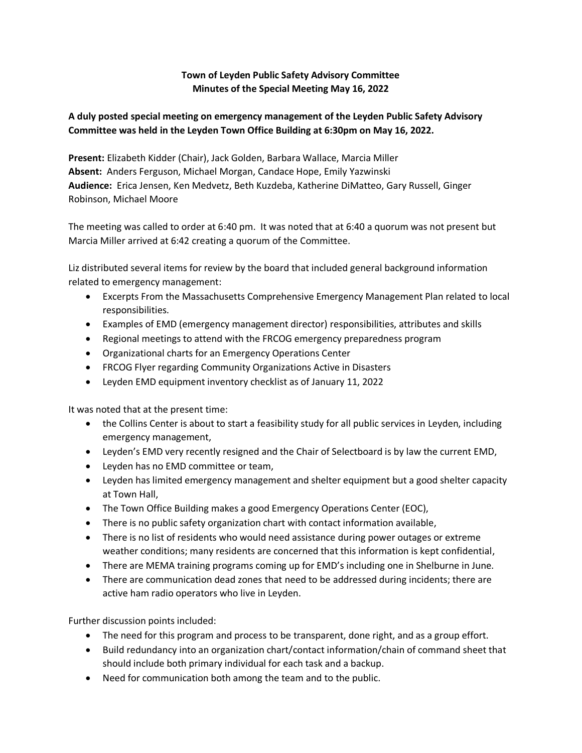**Town of Leyden Public Safety Advisory Committee**
**Minutes of the Special Meeting May 16, 2022**

**A duly posted special meeting on emergency management of the Leyden Public Safety Advisory Committee was held in the Leyden Town Office Building at 6:30pm on May 16, 2022.**

**Present:** Elizabeth Kidder (Chair), Jack Golden, Barbara Wallace, Marcia Miller
**Absent:** Anders Ferguson, Michael Morgan, Candace Hope, Emily Yazwinski
**Audience:** Erica Jensen, Ken Medvetz, Beth Kuzdeba, Katherine DiMatteo, Gary Russell, Ginger Robinson, Michael Moore

The meeting was called to order at 6:40 pm. It was noted that at 6:40 a quorum was not present but Marcia Miller arrived at 6:42 creating a quorum of the Committee.

Liz distributed several items for review by the board that included general background information related to emergency management:

- Excerpts From the Massachusetts Comprehensive Emergency Management Plan related to local responsibilities.
- Examples of EMD (emergency management director) responsibilities, attributes and skills
- Regional meetings to attend with the FRCOG emergency preparedness program
- Organizational charts for an Emergency Operations Center
- FRCOG Flyer regarding Community Organizations Active in Disasters
- Leyden EMD equipment inventory checklist as of January 11, 2022

It was noted that at the present time:

- the Collins Center is about to start a feasibility study for all public services in Leyden, including emergency management,
- Leyden's EMD very recently resigned and the Chair of Selectboard is by law the current EMD,
- Leyden has no EMD committee or team,
- Leyden has limited emergency management and shelter equipment but a good shelter capacity at Town Hall,
- The Town Office Building makes a good Emergency Operations Center (EOC),
- There is no public safety organization chart with contact information available,
- There is no list of residents who would need assistance during power outages or extreme weather conditions; many residents are concerned that this information is kept confidential,
- There are MEMA training programs coming up for EMD's including one in Shelburne in June.
- There are communication dead zones that need to be addressed during incidents; there are active ham radio operators who live in Leyden.

Further discussion points included:

- The need for this program and process to be transparent, done right, and as a group effort.
- Build redundancy into an organization chart/contact information/chain of command sheet that should include both primary individual for each task and a backup.
- Need for communication both among the team and to the public.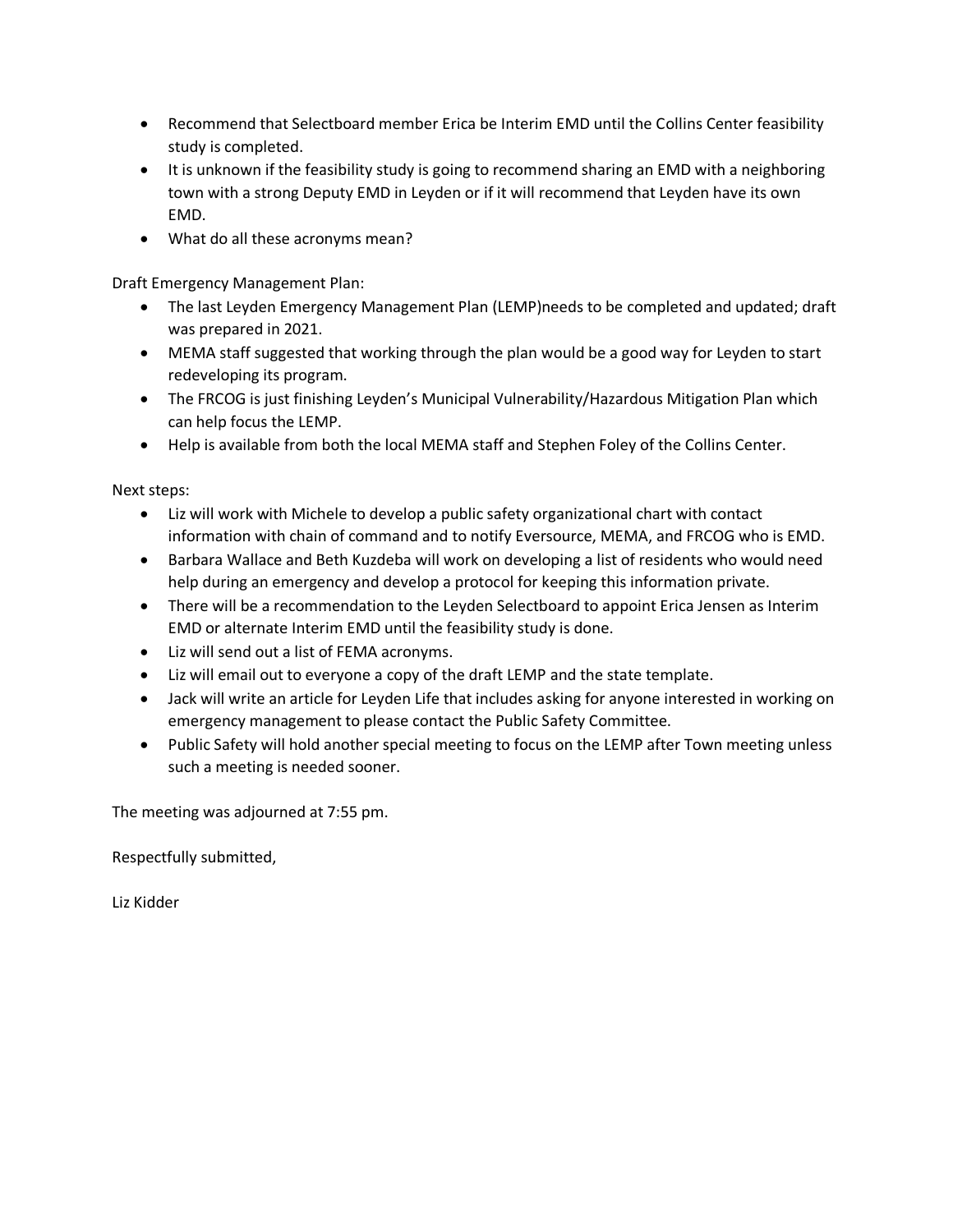- Recommend that Selectboard member Erica be Interim EMD until the Collins Center feasibility study is completed.
- It is unknown if the feasibility study is going to recommend sharing an EMD with a neighboring town with a strong Deputy EMD in Leyden or if it will recommend that Leyden have its own EMD.
- What do all these acronyms mean?

Draft Emergency Management Plan:

- The last Leyden Emergency Management Plan (LEMP)needs to be completed and updated; draft was prepared in 2021.
- MEMA staff suggested that working through the plan would be a good way for Leyden to start redeveloping its program.
- The FRCOG is just finishing Leyden's Municipal Vulnerability/Hazardous Mitigation Plan which can help focus the LEMP.
- Help is available from both the local MEMA staff and Stephen Foley of the Collins Center.

Next steps:

- Liz will work with Michele to develop a public safety organizational chart with contact information with chain of command and to notify Eversource, MEMA, and FRCOG who is EMD.
- Barbara Wallace and Beth Kuzdeba will work on developing a list of residents who would need help during an emergency and develop a protocol for keeping this information private.
- There will be a recommendation to the Leyden Selectboard to appoint Erica Jensen as Interim EMD or alternate Interim EMD until the feasibility study is done.
- Liz will send out a list of FEMA acronyms.
- Liz will email out to everyone a copy of the draft LEMP and the state template.
- Jack will write an article for Leyden Life that includes asking for anyone interested in working on emergency management to please contact the Public Safety Committee.
- Public Safety will hold another special meeting to focus on the LEMP after Town meeting unless such a meeting is needed sooner.

The meeting was adjourned at 7:55 pm.

Respectfully submitted,

Liz Kidder